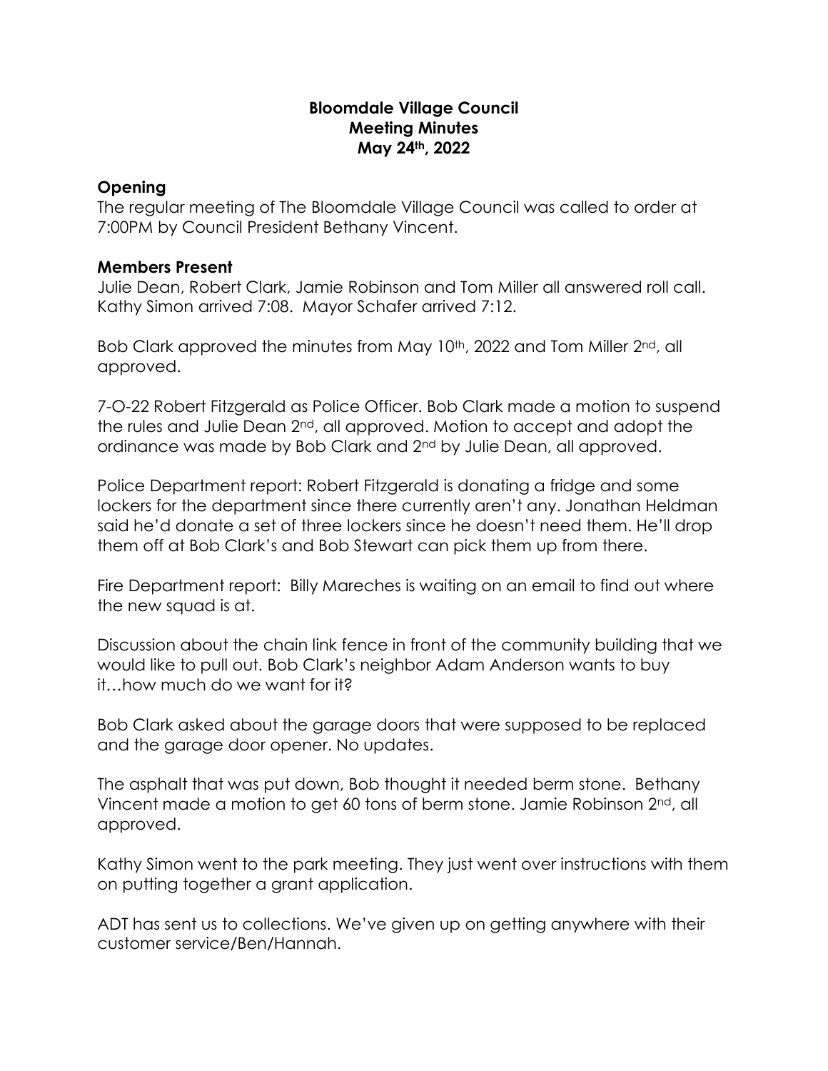# Bloomdale Village Council
## Meeting Minutes
## May 24th, 2022

### Opening

The regular meeting of The Bloomdale Village Council was called to order at 7:00PM by Council President Bethany Vincent.

### Members Present

Julie Dean, Robert Clark, Jamie Robinson and Tom Miller all answered roll call. Kathy Simon arrived 7:08. Mayor Schafer arrived 7:12.

Bob Clark approved the minutes from May 10th, 2022 and Tom Miller 2nd, all approved.

7-O-22 Robert Fitzgerald as Police Officer. Bob Clark made a motion to suspend the rules and Julie Dean 2nd, all approved. Motion to accept and adopt the ordinance was made by Bob Clark and 2nd by Julie Dean, all approved.

Police Department report: Robert Fitzgerald is donating a fridge and some lockers for the department since there currently aren't any. Jonathan Heldman said he'd donate a set of three lockers since he doesn't need them. He'll drop them off at Bob Clark's and Bob Stewart can pick them up from there.

Fire Department report: Billy Mareches is waiting on an email to find out where the new squad is at.

Discussion about the chain link fence in front of the community building that we would like to pull out. Bob Clark's neighbor Adam Anderson wants to buy it…how much do we want for it?

Bob Clark asked about the garage doors that were supposed to be replaced and the garage door opener. No updates.

The asphalt that was put down, Bob thought it needed berm stone. Bethany Vincent made a motion to get 60 tons of berm stone. Jamie Robinson 2nd, all approved.

Kathy Simon went to the park meeting. They just went over instructions with them on putting together a grant application.

ADT has sent us to collections. We've given up on getting anywhere with their customer service/Ben/Hannah.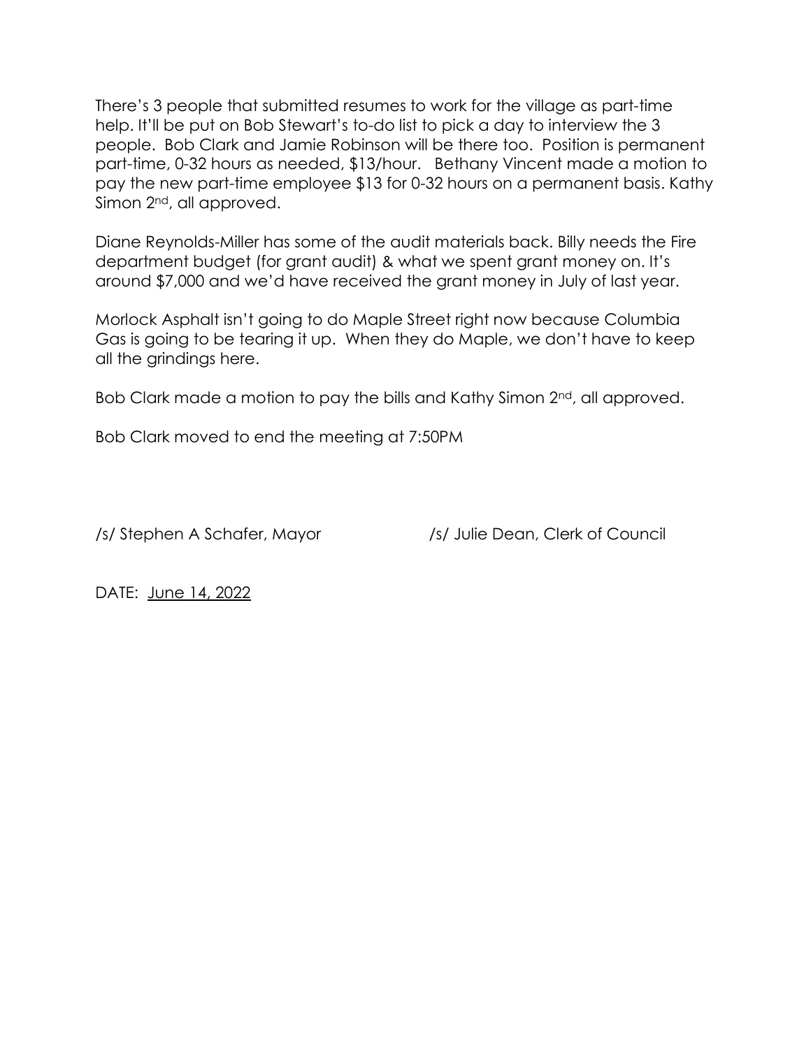There's 3 people that submitted resumes to work for the village as part-time help. It'll be put on Bob Stewart's to-do list to pick a day to interview the 3 people. Bob Clark and Jamie Robinson will be there too. Position is permanent part-time, 0-32 hours as needed, $13/hour. Bethany Vincent made a motion to pay the new part-time employee $13 for 0-32 hours on a permanent basis. Kathy Simon 2nd, all approved.

Diane Reynolds-Miller has some of the audit materials back. Billy needs the Fire department budget (for grant audit) & what we spent grant money on. It's around $7,000 and we'd have received the grant money in July of last year.

Morlock Asphalt isn't going to do Maple Street right now because Columbia Gas is going to be tearing it up. When they do Maple, we don't have to keep all the grindings here.

Bob Clark made a motion to pay the bills and Kathy Simon 2nd, all approved.

Bob Clark moved to end the meeting at 7:50PM

/s/ Stephen A Schafer, Mayor

/s/ Julie Dean, Clerk of Council

DATE: June 14, 2022